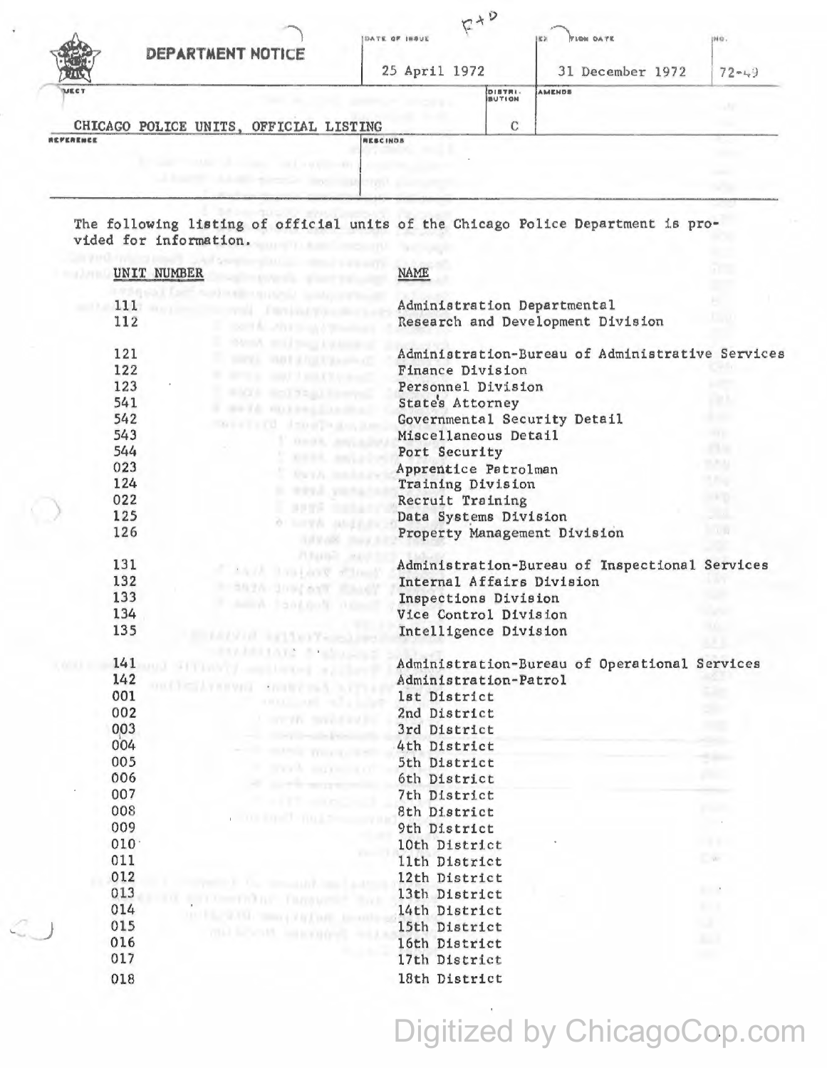# DEPARTMENT NOTICE

| DATE OF ISSUE | EXPIRATION DATE | NO. |
|---|---|---|
| 25 April 1972 | 31 December 1972 | 72-49 |

| SUBJECT | DISTRIBUTION | AMENDS |
|---|---|---|
| CHICAGO POLICE UNITS, OFFICIAL LISTING | C | |

| REFERENCE | RESCINDS |
|---|---|
| | |

The following listing of official units of the Chicago Police Department is provided for information.

| UNIT NUMBER | NAME |
|---|---|
| 111 | Administration Departmental |
| 112 | Research and Development Division |
| | |
| 121 | Administration-Bureau of Administrative Services |
| 122 | Finance Division |
| 123 | Personnel Division |
| 541 | State's Attorney |
| 542 | Governmental Security Detail |
| 543 | Miscellaneous Detail |
| 544 | Port Security |
| 023 | Apprentice Patrolman |
| 124 | Training Division |
| 022 | Recruit Training |
| 125 | Data Systems Division |
| 126 | Property Management Division |
| | |
| 131 | Administration-Bureau of Inspectional Services |
| 132 | Internal Affairs Division |
| 133 | Inspections Division |
| 134 | Vice Control Division |
| 135 | Intelligence Division |
| | |
| 141 | Administration-Bureau of Operational Services |
| 142 | Administration-Patrol |
| 001 | 1st District |
| 002 | 2nd District |
| 003 | 3rd District |
| 004 | 4th District |
| 005 | 5th District |
| 006 | 6th District |
| 007 | 7th District |
| 008 | 8th District |
| 009 | 9th District |
| 010 | 10th District |
| 011 | 11th District |
| 012 | 12th District |
| 013 | 13th District |
| 014 | 14th District |
| 015 | 15th District |
| 016 | 16th District |
| 017 | 17th District |
| 018 | 18th District |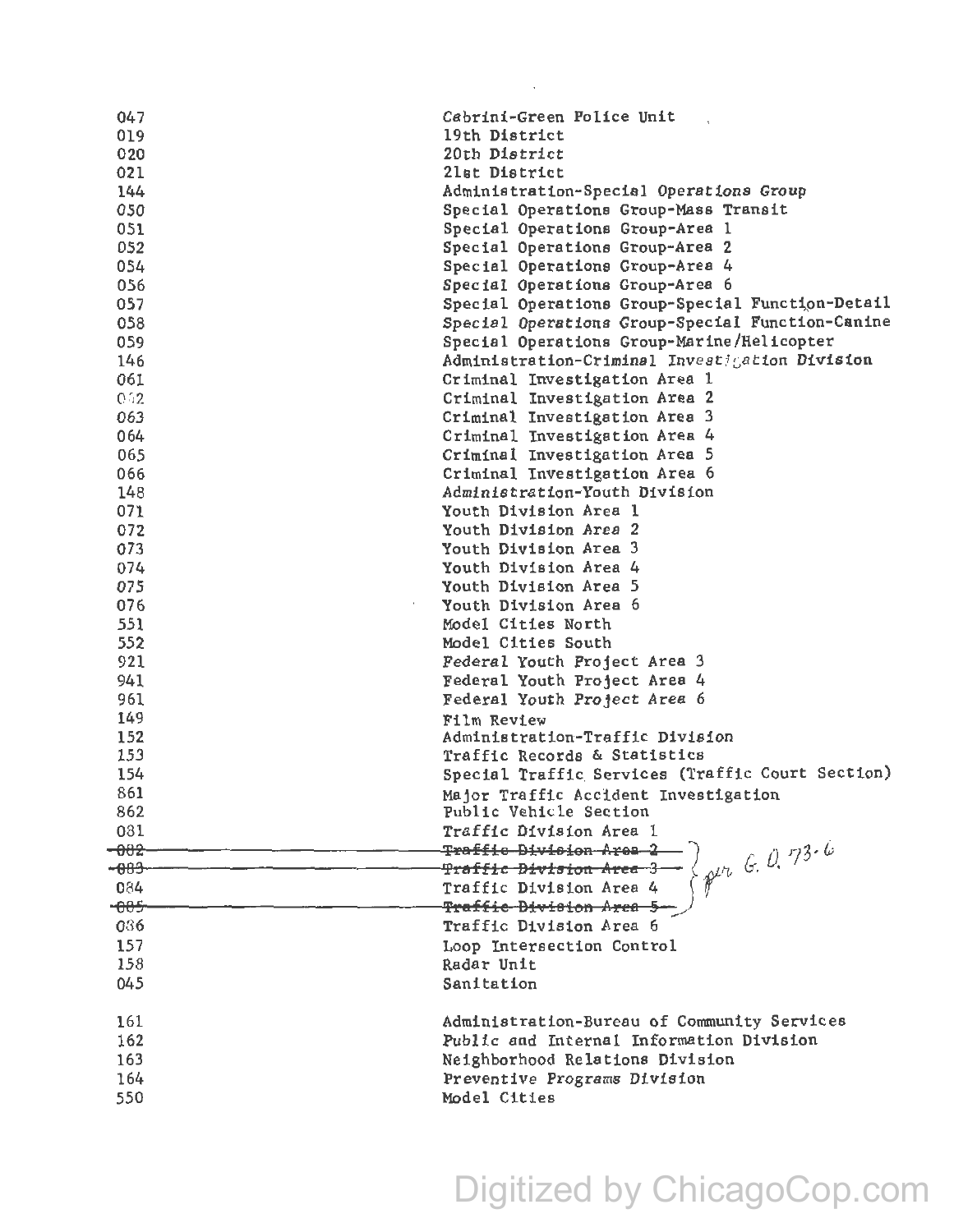| | |
|---|---|
| 047 | Cabrini-Green Police Unit |
| 019 | 19th District |
| 020 | 20th District |
| 021 | 21st District |
| 144 | Administration-Special Operations Group |
| 050 | Special Operations Group-Mass Transit |
| 051 | Special Operations Group-Area 1 |
| 052 | Special Operations Group-Area 2 |
| 054 | Special Operations Group-Area 4 |
| 056 | Special Operations Group-Area 6 |
| 057 | Special Operations Group-Special Function-Detail |
| 058 | Special Operations Group-Special Function-Canine |
| 059 | Special Operations Group-Marine/Helicopter |
| 146 | Administration-Criminal Investigation Division |
| 061 | Criminal Investigation Area 1 |
| 062 | Criminal Investigation Area 2 |
| 063 | Criminal Investigation Area 3 |
| 064 | Criminal Investigation Area 4 |
| 065 | Criminal Investigation Area 5 |
| 066 | Criminal Investigation Area 6 |
| 148 | Administration-Youth Division |
| 071 | Youth Division Area 1 |
| 072 | Youth Division Area 2 |
| 073 | Youth Division Area 3 |
| 074 | Youth Division Area 4 |
| 075 | Youth Division Area 5 |
| 076 | Youth Division Area 6 |
| 551 | Model Cities North |
| 552 | Model Cities South |
| 921 | Federal Youth Project Area 3 |
| 941 | Federal Youth Project Area 4 |
| 961 | Federal Youth Project Area 6 |
| 149 | Film Review |
| 152 | Administration-Traffic Division |
| 153 | Traffic Records & Statistics |
| 154 | Special Traffic Services (Traffic Court Section) |
| 861 | Major Traffic Accident Investigation |
| 862 | Public Vehicle Section |
| 081 | Traffic Division Area 1 |
| ~~082~~ | ~~Traffic Division Area 2~~ } per G.O. 73-6 |
| ~~083~~ | ~~Traffic Division Area 3~~ |
| 084 | Traffic Division Area 4 |
| ~~085~~ | ~~Traffic Division Area 5~~ |
| 086 | Traffic Division Area 6 |
| 157 | Loop Intersection Control |
| 158 | Radar Unit |
| 045 | Sanitation |
| | |
| 161 | Administration-Bureau of Community Services |
| 162 | Public and Internal Information Division |
| 163 | Neighborhood Relations Division |
| 164 | Preventive Programs Division |
| 550 | Model Cities |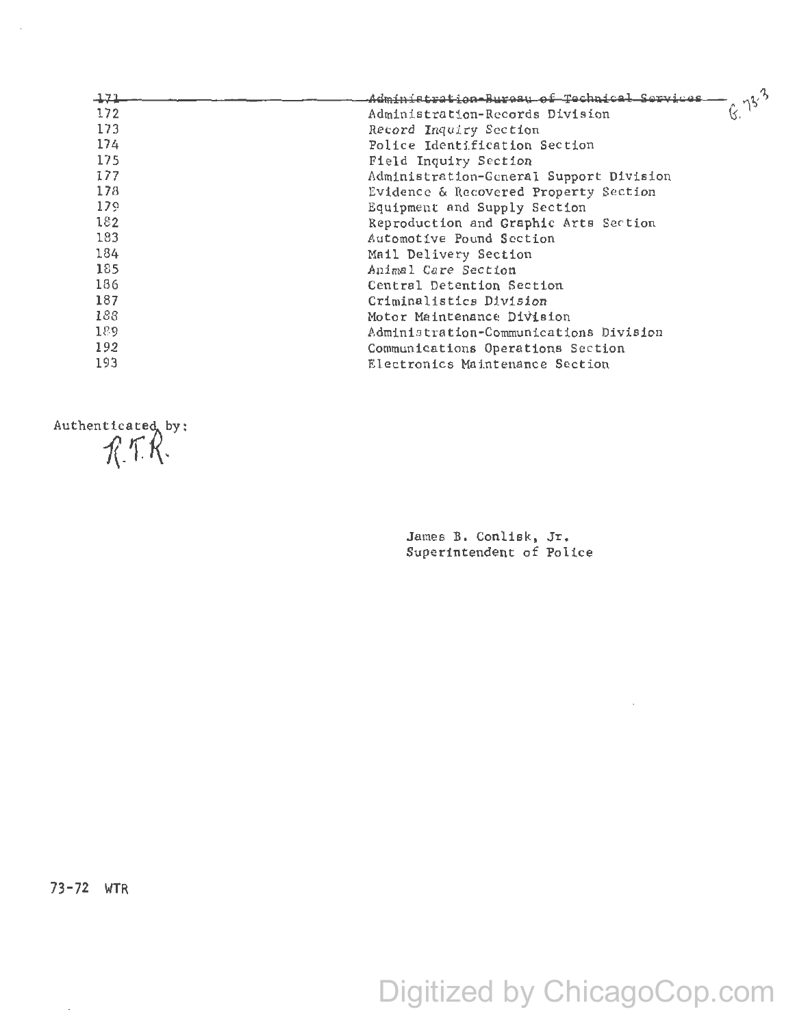| | |
|---|---|
| ~~171~~ | ~~Administration-Bureau of Technical Services~~ G. 73-3 |
| 172 | Administration-Records Division |
| 173 | Record Inquiry Section |
| 174 | Police Identification Section |
| 175 | Field Inquiry Section |
| 177 | Administration-General Support Division |
| 178 | Evidence & Recovered Property Section |
| 179 | Equipment and Supply Section |
| 182 | Reproduction and Graphic Arts Section |
| 183 | Automotive Pound Section |
| 184 | Mail Delivery Section |
| 185 | Animal Care Section |
| 186 | Central Detention Section |
| 187 | Criminalistics Division |
| 188 | Motor Maintenance Division |
| 189 | Administration-Communications Division |
| 192 | Communications Operations Section |
| 193 | Electronics Maintenance Section |

Authenticated by:
R.T.R.

James B. Conlisk, Jr.
Superintendent of Police

73-72 WTR

Digitized by ChicagoCop.com